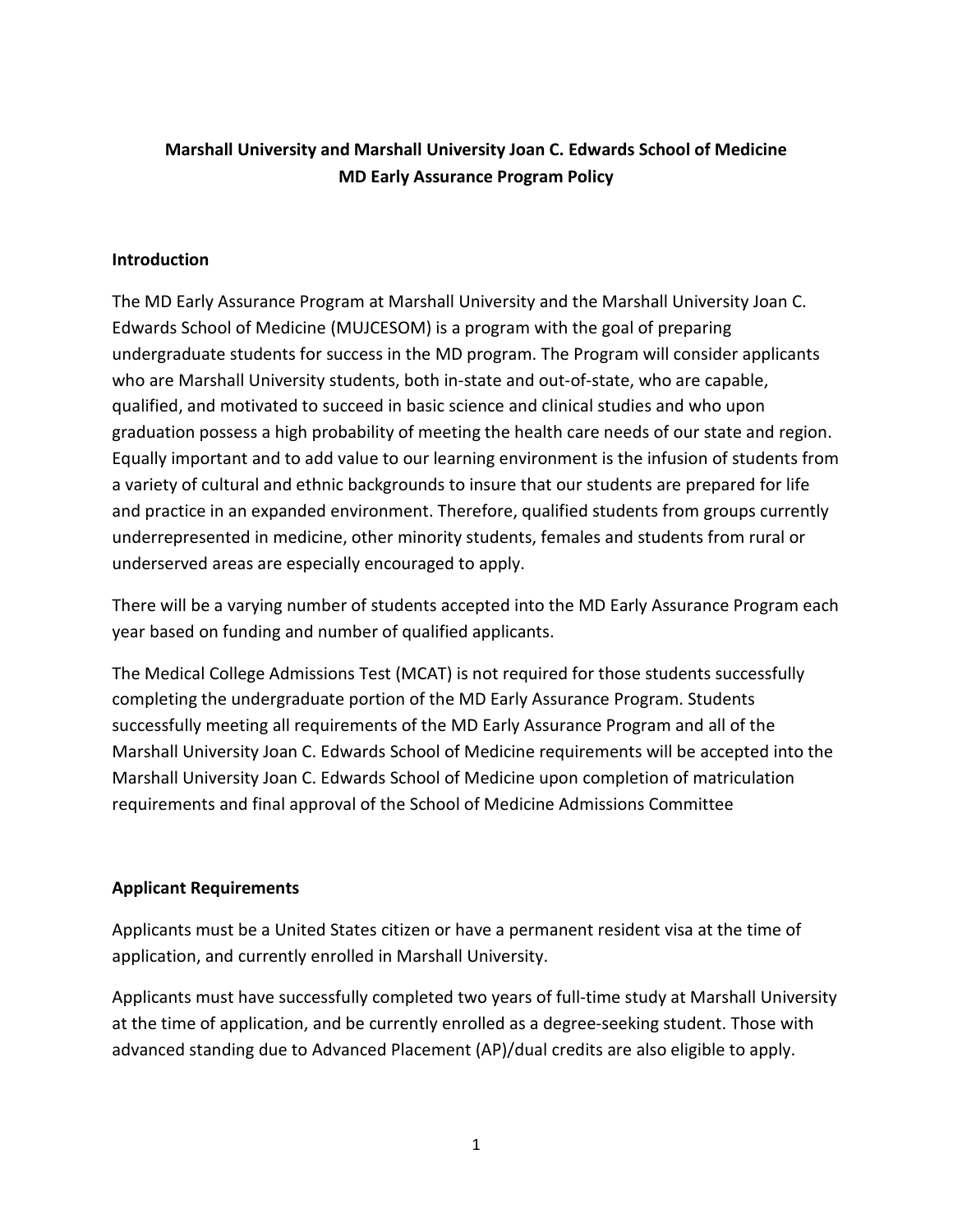**Marshall University and Marshall University Joan C. Edwards School of Medicine**
**MD Early Assurance Program Policy**

## Introduction

The MD Early Assurance Program at Marshall University and the Marshall University Joan C. Edwards School of Medicine (MUJCESOM) is a program with the goal of preparing undergraduate students for success in the MD program. The Program will consider applicants who are Marshall University students, both in-state and out-of-state, who are capable, qualified, and motivated to succeed in basic science and clinical studies and who upon graduation possess a high probability of meeting the health care needs of our state and region. Equally important and to add value to our learning environment is the infusion of students from a variety of cultural and ethnic backgrounds to insure that our students are prepared for life and practice in an expanded environment. Therefore, qualified students from groups currently underrepresented in medicine, other minority students, females and students from rural or underserved areas are especially encouraged to apply.

There will be a varying number of students accepted into the MD Early Assurance Program each year based on funding and number of qualified applicants.

The Medical College Admissions Test (MCAT) is not required for those students successfully completing the undergraduate portion of the MD Early Assurance Program. Students successfully meeting all requirements of the MD Early Assurance Program and all of the Marshall University Joan C. Edwards School of Medicine requirements will be accepted into the Marshall University Joan C. Edwards School of Medicine upon completion of matriculation requirements and final approval of the School of Medicine Admissions Committee

## Applicant Requirements

Applicants must be a United States citizen or have a permanent resident visa at the time of application, and currently enrolled in Marshall University.

Applicants must have successfully completed two years of full-time study at Marshall University at the time of application, and be currently enrolled as a degree-seeking student. Those with advanced standing due to Advanced Placement (AP)/dual credits are also eligible to apply.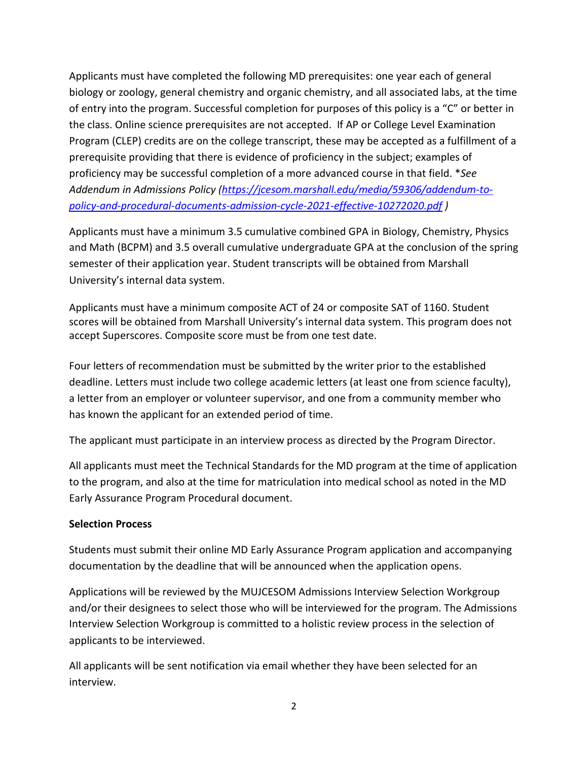Applicants must have completed the following MD prerequisites: one year each of general biology or zoology, general chemistry and organic chemistry, and all associated labs, at the time of entry into the program. Successful completion for purposes of this policy is a "C" or better in the class. Online science prerequisites are not accepted. If AP or College Level Examination Program (CLEP) credits are on the college transcript, these may be accepted as a fulfillment of a prerequisite providing that there is evidence of proficiency in the subject; examples of proficiency may be successful completion of a more advanced course in that field. *\*See Addendum in Admissions Policy ([https://jcesom.marshall.edu/media/59306/addendum-to-policy-and-procedural-documents-admission-cycle-2021-effective-10272020.pdf](https://jcesom.marshall.edu/media/59306/addendum-to-policy-and-procedural-documents-admission-cycle-2021-effective-10272020.pdf) )*

Applicants must have a minimum 3.5 cumulative combined GPA in Biology, Chemistry, Physics and Math (BCPM) and 3.5 overall cumulative undergraduate GPA at the conclusion of the spring semester of their application year. Student transcripts will be obtained from Marshall University's internal data system.

Applicants must have a minimum composite ACT of 24 or composite SAT of 1160. Student scores will be obtained from Marshall University's internal data system. This program does not accept Superscores. Composite score must be from one test date.

Four letters of recommendation must be submitted by the writer prior to the established deadline. Letters must include two college academic letters (at least one from science faculty), a letter from an employer or volunteer supervisor, and one from a community member who has known the applicant for an extended period of time.

The applicant must participate in an interview process as directed by the Program Director.

All applicants must meet the Technical Standards for the MD program at the time of application to the program, and also at the time for matriculation into medical school as noted in the MD Early Assurance Program Procedural document.

**Selection Process**

Students must submit their online MD Early Assurance Program application and accompanying documentation by the deadline that will be announced when the application opens.

Applications will be reviewed by the MUJCESOM Admissions Interview Selection Workgroup and/or their designees to select those who will be interviewed for the program. The Admissions Interview Selection Workgroup is committed to a holistic review process in the selection of applicants to be interviewed.

All applicants will be sent notification via email whether they have been selected for an interview.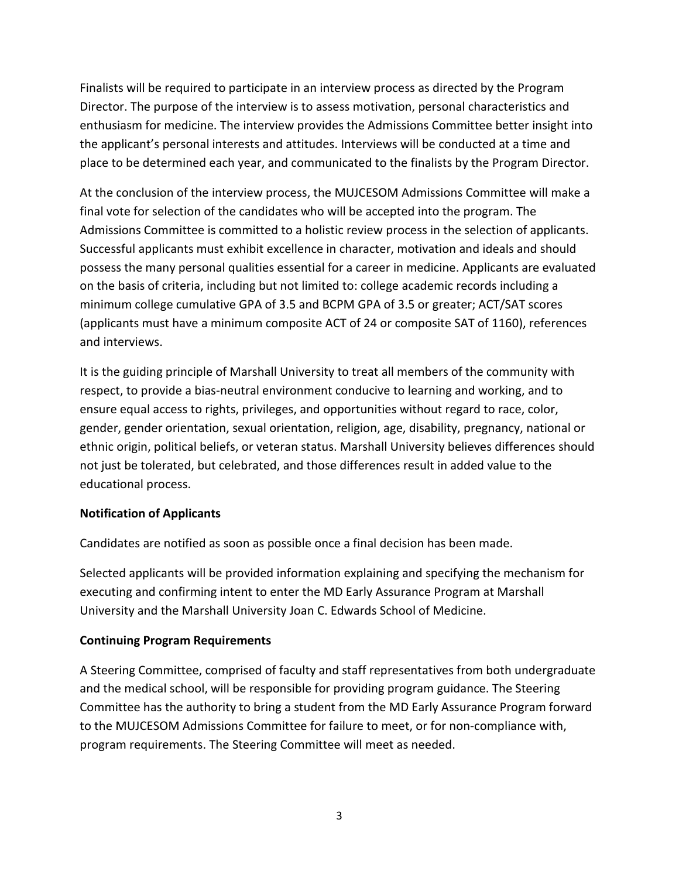Finalists will be required to participate in an interview process as directed by the Program Director. The purpose of the interview is to assess motivation, personal characteristics and enthusiasm for medicine. The interview provides the Admissions Committee better insight into the applicant's personal interests and attitudes. Interviews will be conducted at a time and place to be determined each year, and communicated to the finalists by the Program Director.

At the conclusion of the interview process, the MUJCESOM Admissions Committee will make a final vote for selection of the candidates who will be accepted into the program. The Admissions Committee is committed to a holistic review process in the selection of applicants. Successful applicants must exhibit excellence in character, motivation and ideals and should possess the many personal qualities essential for a career in medicine. Applicants are evaluated on the basis of criteria, including but not limited to: college academic records including a minimum college cumulative GPA of 3.5 and BCPM GPA of 3.5 or greater; ACT/SAT scores (applicants must have a minimum composite ACT of 24 or composite SAT of 1160), references and interviews.

It is the guiding principle of Marshall University to treat all members of the community with respect, to provide a bias-neutral environment conducive to learning and working, and to ensure equal access to rights, privileges, and opportunities without regard to race, color, gender, gender orientation, sexual orientation, religion, age, disability, pregnancy, national or ethnic origin, political beliefs, or veteran status. Marshall University believes differences should not just be tolerated, but celebrated, and those differences result in added value to the educational process.

**Notification of Applicants**

Candidates are notified as soon as possible once a final decision has been made.

Selected applicants will be provided information explaining and specifying the mechanism for executing and confirming intent to enter the MD Early Assurance Program at Marshall University and the Marshall University Joan C. Edwards School of Medicine.

**Continuing Program Requirements**

A Steering Committee, comprised of faculty and staff representatives from both undergraduate and the medical school, will be responsible for providing program guidance. The Steering Committee has the authority to bring a student from the MD Early Assurance Program forward to the MUJCESOM Admissions Committee for failure to meet, or for non-compliance with, program requirements. The Steering Committee will meet as needed.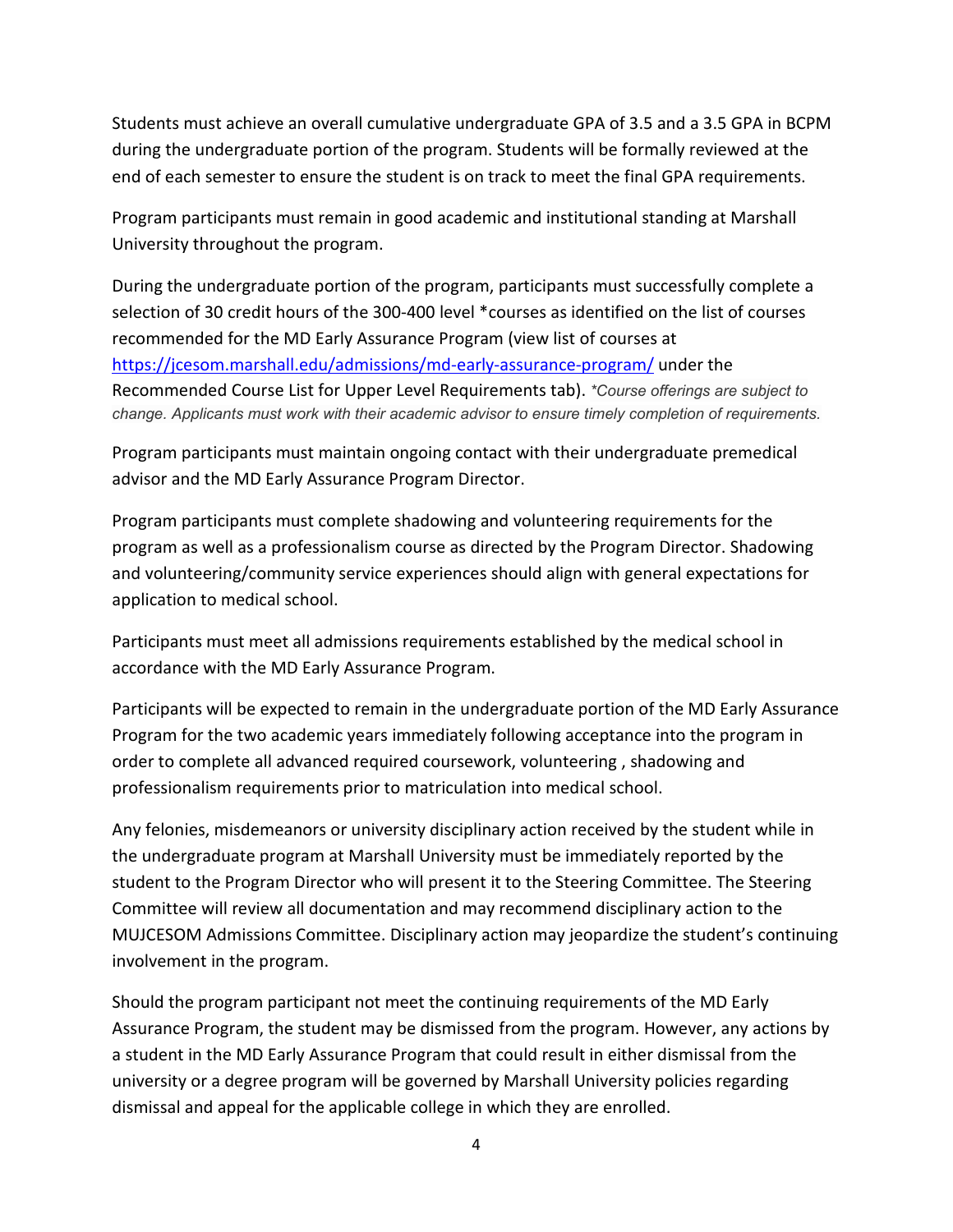Students must achieve an overall cumulative undergraduate GPA of 3.5 and a 3.5 GPA in BCPM during the undergraduate portion of the program. Students will be formally reviewed at the end of each semester to ensure the student is on track to meet the final GPA requirements.

Program participants must remain in good academic and institutional standing at Marshall University throughout the program.

During the undergraduate portion of the program, participants must successfully complete a selection of 30 credit hours of the 300-400 level *courses as identified on the list of courses recommended for the MD Early Assurance Program (view list of courses at [https://jcesom.marshall.edu/admissions/md-early-assurance-program/](https://jcesom.marshall.edu/admissions/md-early-assurance-program/) under the Recommended Course List for Upper Level Requirements tab). *\*Course offerings are subject to change. Applicants must work with their academic advisor to ensure timely completion of requirements.*

Program participants must maintain ongoing contact with their undergraduate premedical advisor and the MD Early Assurance Program Director.

Program participants must complete shadowing and volunteering requirements for the program as well as a professionalism course as directed by the Program Director. Shadowing and volunteering/community service experiences should align with general expectations for application to medical school.

Participants must meet all admissions requirements established by the medical school in accordance with the MD Early Assurance Program.

Participants will be expected to remain in the undergraduate portion of the MD Early Assurance Program for the two academic years immediately following acceptance into the program in order to complete all advanced required coursework, volunteering , shadowing and professionalism requirements prior to matriculation into medical school.

Any felonies, misdemeanors or university disciplinary action received by the student while in the undergraduate program at Marshall University must be immediately reported by the student to the Program Director who will present it to the Steering Committee. The Steering Committee will review all documentation and may recommend disciplinary action to the MUJCESOM Admissions Committee. Disciplinary action may jeopardize the student's continuing involvement in the program.

Should the program participant not meet the continuing requirements of the MD Early Assurance Program, the student may be dismissed from the program. However, any actions by a student in the MD Early Assurance Program that could result in either dismissal from the university or a degree program will be governed by Marshall University policies regarding dismissal and appeal for the applicable college in which they are enrolled.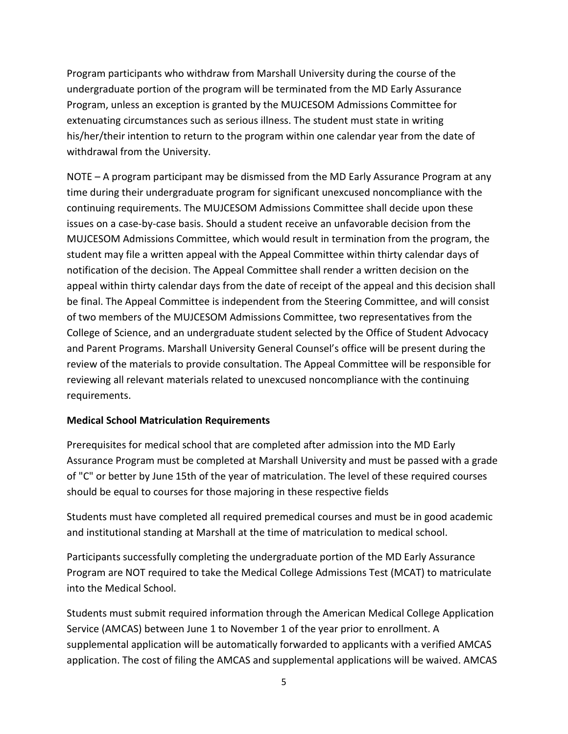Program participants who withdraw from Marshall University during the course of the undergraduate portion of the program will be terminated from the MD Early Assurance Program, unless an exception is granted by the MUJCESOM Admissions Committee for extenuating circumstances such as serious illness. The student must state in writing his/her/their intention to return to the program within one calendar year from the date of withdrawal from the University.

NOTE – A program participant may be dismissed from the MD Early Assurance Program at any time during their undergraduate program for significant unexcused noncompliance with the continuing requirements. The MUJCESOM Admissions Committee shall decide upon these issues on a case-by-case basis. Should a student receive an unfavorable decision from the MUJCESOM Admissions Committee, which would result in termination from the program, the student may file a written appeal with the Appeal Committee within thirty calendar days of notification of the decision. The Appeal Committee shall render a written decision on the appeal within thirty calendar days from the date of receipt of the appeal and this decision shall be final. The Appeal Committee is independent from the Steering Committee, and will consist of two members of the MUJCESOM Admissions Committee, two representatives from the College of Science, and an undergraduate student selected by the Office of Student Advocacy and Parent Programs. Marshall University General Counsel's office will be present during the review of the materials to provide consultation. The Appeal Committee will be responsible for reviewing all relevant materials related to unexcused noncompliance with the continuing requirements.

**Medical School Matriculation Requirements**

Prerequisites for medical school that are completed after admission into the MD Early Assurance Program must be completed at Marshall University and must be passed with a grade of "C" or better by June 15th of the year of matriculation. The level of these required courses should be equal to courses for those majoring in these respective fields

Students must have completed all required premedical courses and must be in good academic and institutional standing at Marshall at the time of matriculation to medical school.

Participants successfully completing the undergraduate portion of the MD Early Assurance Program are NOT required to take the Medical College Admissions Test (MCAT) to matriculate into the Medical School.

Students must submit required information through the American Medical College Application Service (AMCAS) between June 1 to November 1 of the year prior to enrollment. A supplemental application will be automatically forwarded to applicants with a verified AMCAS application. The cost of filing the AMCAS and supplemental applications will be waived. AMCAS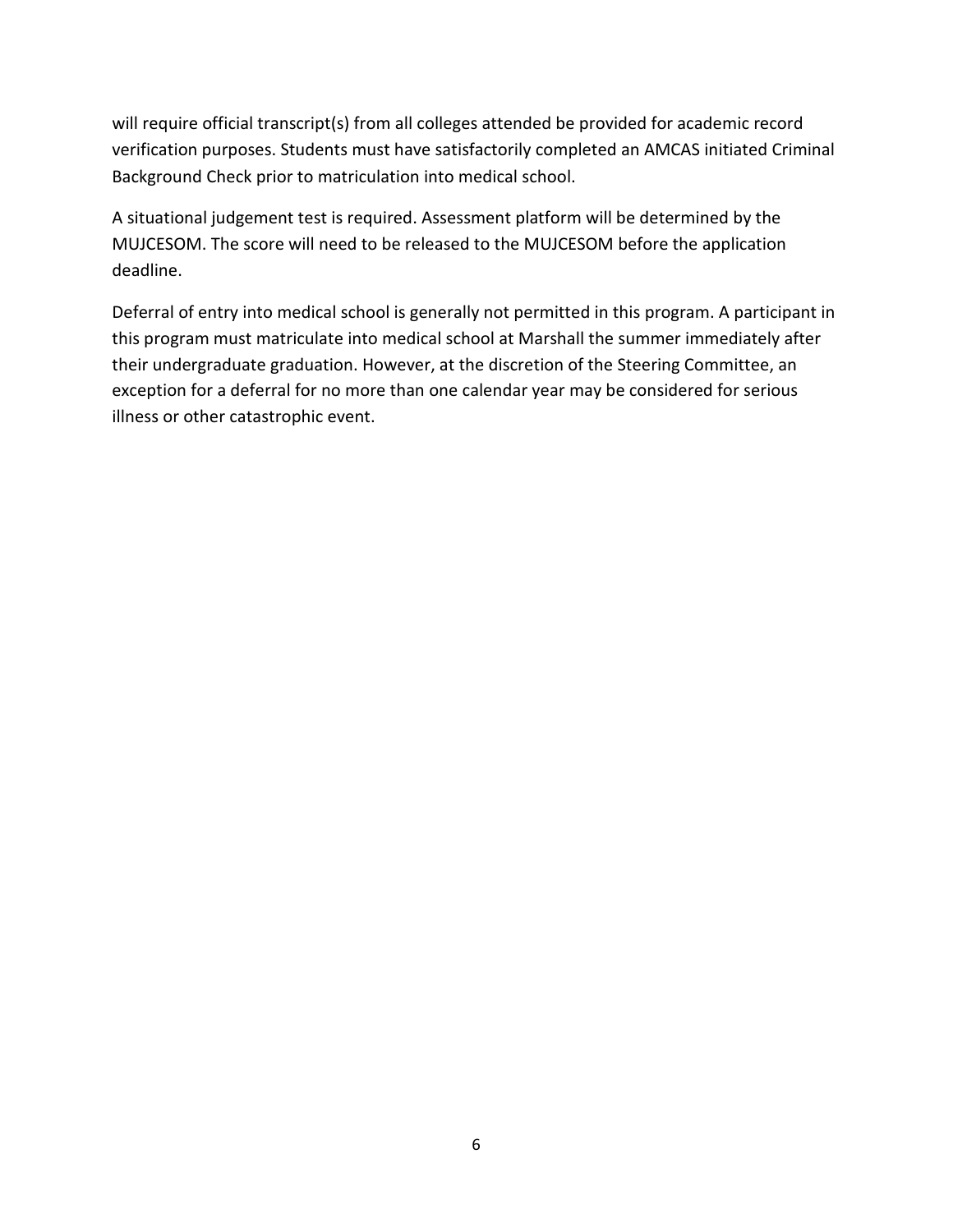will require official transcript(s) from all colleges attended be provided for academic record verification purposes. Students must have satisfactorily completed an AMCAS initiated Criminal Background Check prior to matriculation into medical school.

A situational judgement test is required. Assessment platform will be determined by the MUJCESOM. The score will need to be released to the MUJCESOM before the application deadline.

Deferral of entry into medical school is generally not permitted in this program. A participant in this program must matriculate into medical school at Marshall the summer immediately after their undergraduate graduation. However, at the discretion of the Steering Committee, an exception for a deferral for no more than one calendar year may be considered for serious illness or other catastrophic event.